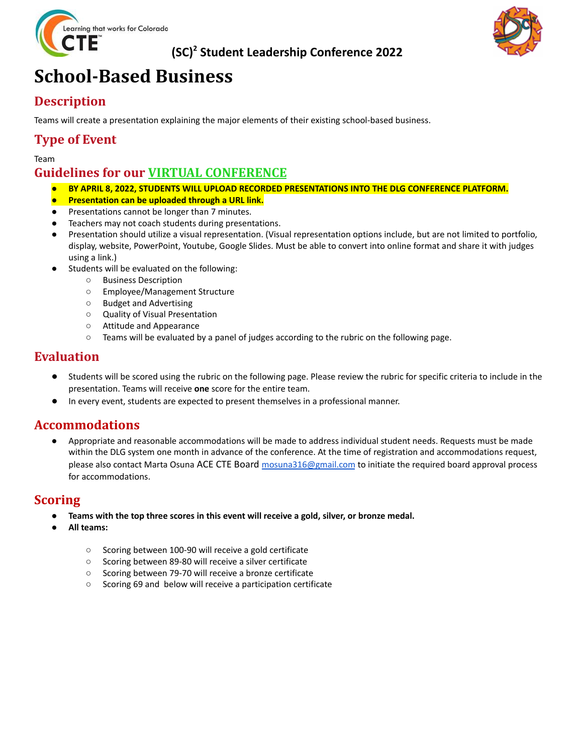(SC)[2] Student Leadership Conference 2022

# School-Based Business

## Description

Teams will create a presentation explaining the major elements of their existing school-based business.

## Type of Event

Team

## Guidelines for our VIRTUAL CONFERENCE

- **BY APRIL 8, 2022, STUDENTS WILL UPLOAD RECORDED PRESENTATIONS INTO THE DLG CONFERENCE PLATFORM.**
- **Presentation can be uploaded through a URL link.**
- Presentations cannot be longer than 7 minutes.
- Teachers may not coach students during presentations.
- Presentation should utilize a visual representation. (Visual representation options include, but are not limited to portfolio, display, website, PowerPoint, Youtube, Google Slides. Must be able to convert into online format and share it with judges using a link.)
- Students will be evaluated on the following:
  - Business Description
  - Employee/Management Structure
  - Budget and Advertising
  - Quality of Visual Presentation
  - Attitude and Appearance
  - Teams will be evaluated by a panel of judges according to the rubric on the following page.

## Evaluation

- Students will be scored using the rubric on the following page. Please review the rubric for specific criteria to include in the presentation. Teams will receive **one** score for the entire team.
- In every event, students are expected to present themselves in a professional manner.

## Accommodations

- Appropriate and reasonable accommodations will be made to address individual student needs. Requests must be made within the DLG system one month in advance of the conference. At the time of registration and accommodations request, please also contact Marta Osuna ACE CTE Board mosuna316@gmail.com to initiate the required board approval process for accommodations.

## Scoring

- **Teams with the top three scores in this event will receive a gold, silver, or bronze medal.**
- **All teams:**
  - Scoring between 100-90 will receive a gold certificate
  - Scoring between 89-80 will receive a silver certificate
  - Scoring between 79-70 will receive a bronze certificate
  - Scoring 69 and below will receive a participation certificate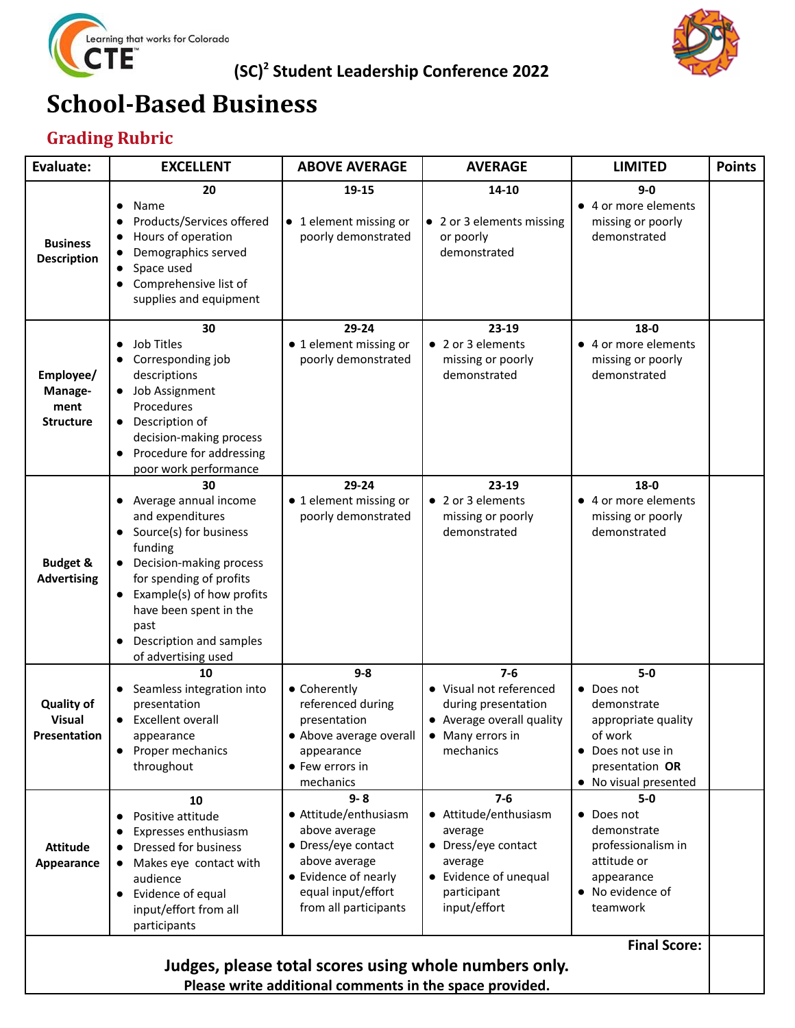(SC)[2] Student Leadership Conference 2022

# School-Based Business

## Grading Rubric

| Evaluate: | EXCELLENT | ABOVE AVERAGE | AVERAGE | LIMITED | Points |
|---|---|---|---|---|---|
| **Business Description** | **20**<br>• Name<br>• Products/Services offered<br>• Hours of operation<br>• Demographics served<br>• Space used<br>• Comprehensive list of supplies and equipment | **19-15**<br>• 1 element missing or poorly demonstrated | **14-10**<br>• 2 or 3 elements missing or poorly demonstrated | **9-0**<br>• 4 or more elements missing or poorly demonstrated | |
| **Employee/ Management Structure** | **30**<br>• Job Titles<br>• Corresponding job descriptions<br>• Job Assignment Procedures<br>• Description of decision-making process<br>• Procedure for addressing poor work performance | **29-24**<br>• 1 element missing or poorly demonstrated | **23-19**<br>• 2 or 3 elements missing or poorly demonstrated | **18-0**<br>• 4 or more elements missing or poorly demonstrated | |
| **Budget & Advertising** | **30**<br>• Average annual income and expenditures<br>• Source(s) for business funding<br>• Decision-making process for spending of profits<br>• Example(s) of how profits have been spent in the past<br>• Description and samples of advertising used | **29-24**<br>• 1 element missing or poorly demonstrated | **23-19**<br>• 2 or 3 elements missing or poorly demonstrated | **18-0**<br>• 4 or more elements missing or poorly demonstrated | |
| **Quality of Visual Presentation** | **10**<br>• Seamless integration into presentation<br>• Excellent overall appearance<br>• Proper mechanics throughout | **9-8**<br>• Coherently referenced during presentation<br>• Above average overall appearance<br>• Few errors in mechanics | **7-6**<br>• Visual not referenced during presentation<br>• Average overall quality<br>• Many errors in mechanics | **5-0**<br>• Does not demonstrate appropriate quality of work<br>• Does not use in presentation **OR**<br>• No visual presented | |
| **Attitude Appearance** | **10**<br>• Positive attitude<br>• Expresses enthusiasm<br>• Dressed for business<br>• Makes eye contact with audience<br>• Evidence of equal input/effort from all participants | **9- 8**<br>• Attitude/enthusiasm above average<br>• Dress/eye contact above average<br>• Evidence of nearly equal input/effort from all participants | **7-6**<br>• Attitude/enthusiasm average<br>• Dress/eye contact average<br>• Evidence of unequal participant input/effort | **5-0**<br>• Does not demonstrate professionalism in attitude or appearance<br>• No evidence of teamwork | |
| **Final Score:**<br>**Judges, please total scores using whole numbers only.**<br>**Please write additional comments in the space provided.** | | | | | |